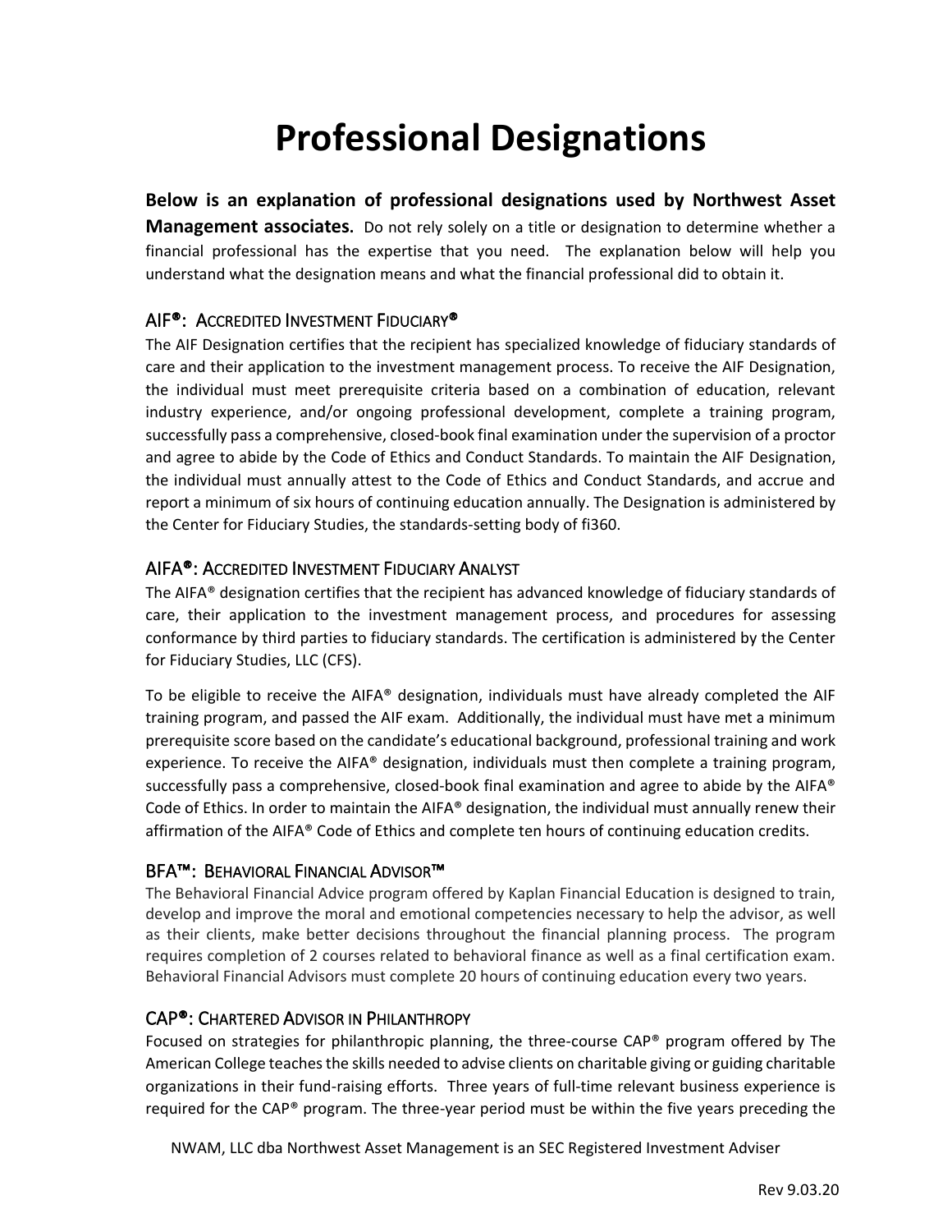# Professional Designations

**Below is an explanation of professional designations used by Northwest Asset Management associates.** Do not rely solely on a title or designation to determine whether a financial professional has the expertise that you need. The explanation below will help you understand what the designation means and what the financial professional did to obtain it.

## AIF®: Accredited Investment Fiduciary®

The AIF Designation certifies that the recipient has specialized knowledge of fiduciary standards of care and their application to the investment management process. To receive the AIF Designation, the individual must meet prerequisite criteria based on a combination of education, relevant industry experience, and/or ongoing professional development, complete a training program, successfully pass a comprehensive, closed-book final examination under the supervision of a proctor and agree to abide by the Code of Ethics and Conduct Standards. To maintain the AIF Designation, the individual must annually attest to the Code of Ethics and Conduct Standards, and accrue and report a minimum of six hours of continuing education annually. The Designation is administered by the Center for Fiduciary Studies, the standards-setting body of fi360.

## AIFA®: Accredited Investment Fiduciary Analyst

The AIFA® designation certifies that the recipient has advanced knowledge of fiduciary standards of care, their application to the investment management process, and procedures for assessing conformance by third parties to fiduciary standards. The certification is administered by the Center for Fiduciary Studies, LLC (CFS).

To be eligible to receive the AIFA® designation, individuals must have already completed the AIF training program, and passed the AIF exam. Additionally, the individual must have met a minimum prerequisite score based on the candidate's educational background, professional training and work experience. To receive the AIFA® designation, individuals must then complete a training program, successfully pass a comprehensive, closed-book final examination and agree to abide by the AIFA® Code of Ethics. In order to maintain the AIFA® designation, the individual must annually renew their affirmation of the AIFA® Code of Ethics and complete ten hours of continuing education credits.

## BFA™: Behavioral Financial Advisor™

The Behavioral Financial Advice program offered by Kaplan Financial Education is designed to train, develop and improve the moral and emotional competencies necessary to help the advisor, as well as their clients, make better decisions throughout the financial planning process. The program requires completion of 2 courses related to behavioral finance as well as a final certification exam. Behavioral Financial Advisors must complete 20 hours of continuing education every two years.

## CAP®: Chartered Advisor in Philanthropy

Focused on strategies for philanthropic planning, the three-course CAP® program offered by The American College teaches the skills needed to advise clients on charitable giving or guiding charitable organizations in their fund-raising efforts. Three years of full-time relevant business experience is required for the CAP® program. The three-year period must be within the five years preceding the

NWAM, LLC dba Northwest Asset Management is an SEC Registered Investment Adviser

Rev 9.03.20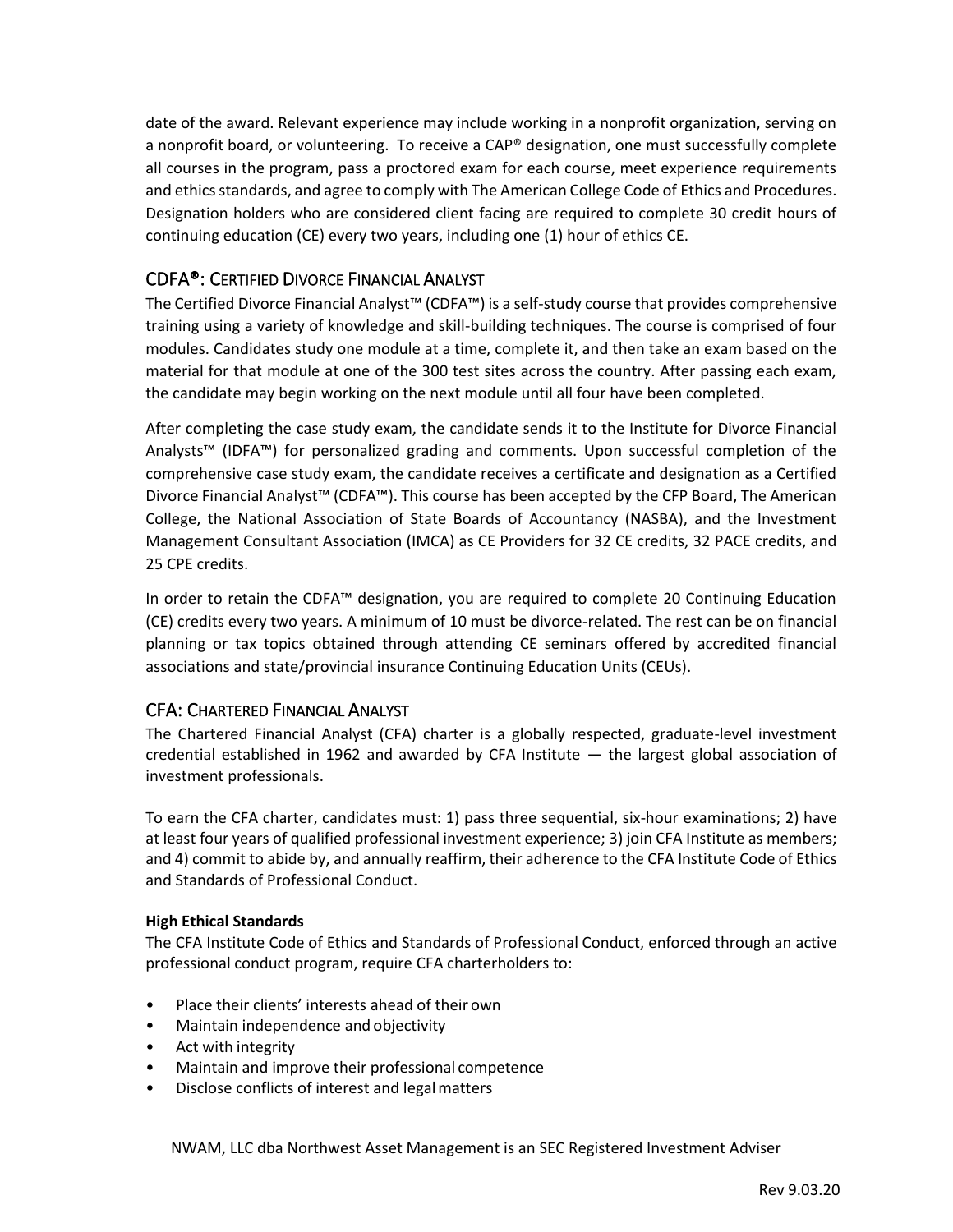date of the award. Relevant experience may include working in a nonprofit organization, serving on a nonprofit board, or volunteering. To receive a CAP® designation, one must successfully complete all courses in the program, pass a proctored exam for each course, meet experience requirements and ethics standards, and agree to comply with The American College Code of Ethics and Procedures. Designation holders who are considered client facing are required to complete 30 credit hours of continuing education (CE) every two years, including one (1) hour of ethics CE.

## CDFA®: Certified Divorce Financial Analyst

The Certified Divorce Financial Analyst™ (CDFA™) is a self-study course that provides comprehensive training using a variety of knowledge and skill-building techniques. The course is comprised of four modules. Candidates study one module at a time, complete it, and then take an exam based on the material for that module at one of the 300 test sites across the country. After passing each exam, the candidate may begin working on the next module until all four have been completed.

After completing the case study exam, the candidate sends it to the Institute for Divorce Financial Analysts™ (IDFA™) for personalized grading and comments. Upon successful completion of the comprehensive case study exam, the candidate receives a certificate and designation as a Certified Divorce Financial Analyst™ (CDFA™). This course has been accepted by the CFP Board, The American College, the National Association of State Boards of Accountancy (NASBA), and the Investment Management Consultant Association (IMCA) as CE Providers for 32 CE credits, 32 PACE credits, and 25 CPE credits.

In order to retain the CDFA™ designation, you are required to complete 20 Continuing Education (CE) credits every two years. A minimum of 10 must be divorce-related. The rest can be on financial planning or tax topics obtained through attending CE seminars offered by accredited financial associations and state/provincial insurance Continuing Education Units (CEUs).

## CFA: Chartered Financial Analyst

The Chartered Financial Analyst (CFA) charter is a globally respected, graduate-level investment credential established in 1962 and awarded by CFA Institute — the largest global association of investment professionals.

To earn the CFA charter, candidates must: 1) pass three sequential, six-hour examinations; 2) have at least four years of qualified professional investment experience; 3) join CFA Institute as members; and 4) commit to abide by, and annually reaffirm, their adherence to the CFA Institute Code of Ethics and Standards of Professional Conduct.

**High Ethical Standards**

The CFA Institute Code of Ethics and Standards of Professional Conduct, enforced through an active professional conduct program, require CFA charterholders to:

- Place their clients' interests ahead of their own
- Maintain independence and objectivity
- Act with integrity
- Maintain and improve their professional competence
- Disclose conflicts of interest and legal matters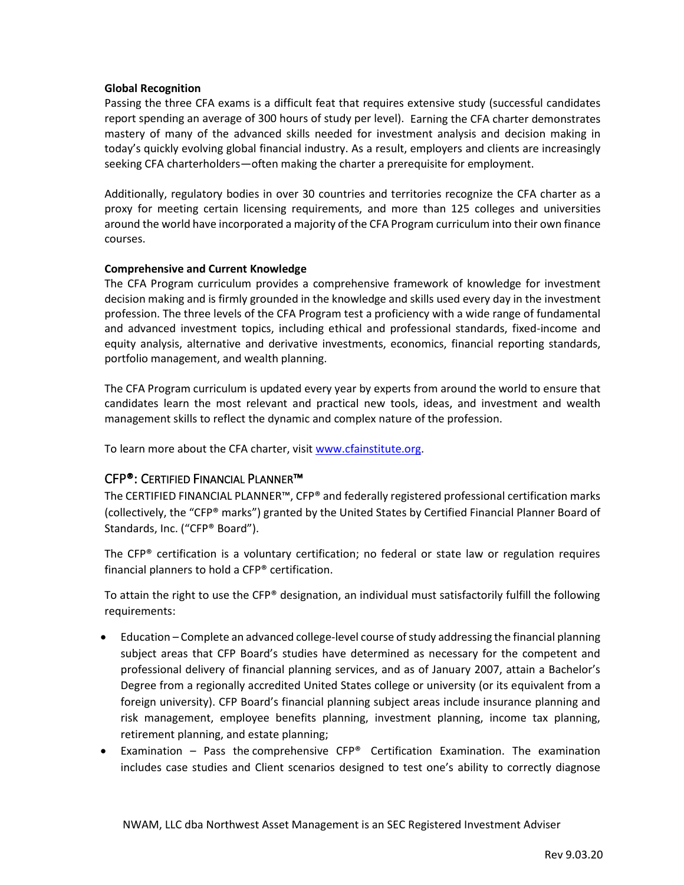**Global Recognition**

Passing the three CFA exams is a difficult feat that requires extensive study (successful candidates report spending an average of 300 hours of study per level). Earning the CFA charter demonstrates mastery of many of the advanced skills needed for investment analysis and decision making in today's quickly evolving global financial industry. As a result, employers and clients are increasingly seeking CFA charterholders—often making the charter a prerequisite for employment.

Additionally, regulatory bodies in over 30 countries and territories recognize the CFA charter as a proxy for meeting certain licensing requirements, and more than 125 colleges and universities around the world have incorporated a majority of the CFA Program curriculum into their own finance courses.

**Comprehensive and Current Knowledge**

The CFA Program curriculum provides a comprehensive framework of knowledge for investment decision making and is firmly grounded in the knowledge and skills used every day in the investment profession. The three levels of the CFA Program test a proficiency with a wide range of fundamental and advanced investment topics, including ethical and professional standards, fixed-income and equity analysis, alternative and derivative investments, economics, financial reporting standards, portfolio management, and wealth planning.

The CFA Program curriculum is updated every year by experts from around the world to ensure that candidates learn the most relevant and practical new tools, ideas, and investment and wealth management skills to reflect the dynamic and complex nature of the profession.

To learn more about the CFA charter, visit www.cfainstitute.org.

## CFP®: Certified Financial Planner™

The CERTIFIED FINANCIAL PLANNER™, CFP® and federally registered professional certification marks (collectively, the "CFP® marks") granted by the United States by Certified Financial Planner Board of Standards, Inc. ("CFP® Board").

The CFP® certification is a voluntary certification; no federal or state law or regulation requires financial planners to hold a CFP® certification.

To attain the right to use the CFP® designation, an individual must satisfactorily fulfill the following requirements:

- Education – Complete an advanced college-level course of study addressing the financial planning subject areas that CFP Board's studies have determined as necessary for the competent and professional delivery of financial planning services, and as of January 2007, attain a Bachelor's Degree from a regionally accredited United States college or university (or its equivalent from a foreign university). CFP Board's financial planning subject areas include insurance planning and risk management, employee benefits planning, investment planning, income tax planning, retirement planning, and estate planning;
- Examination – Pass the comprehensive CFP® Certification Examination. The examination includes case studies and Client scenarios designed to test one's ability to correctly diagnose

NWAM, LLC dba Northwest Asset Management is an SEC Registered Investment Adviser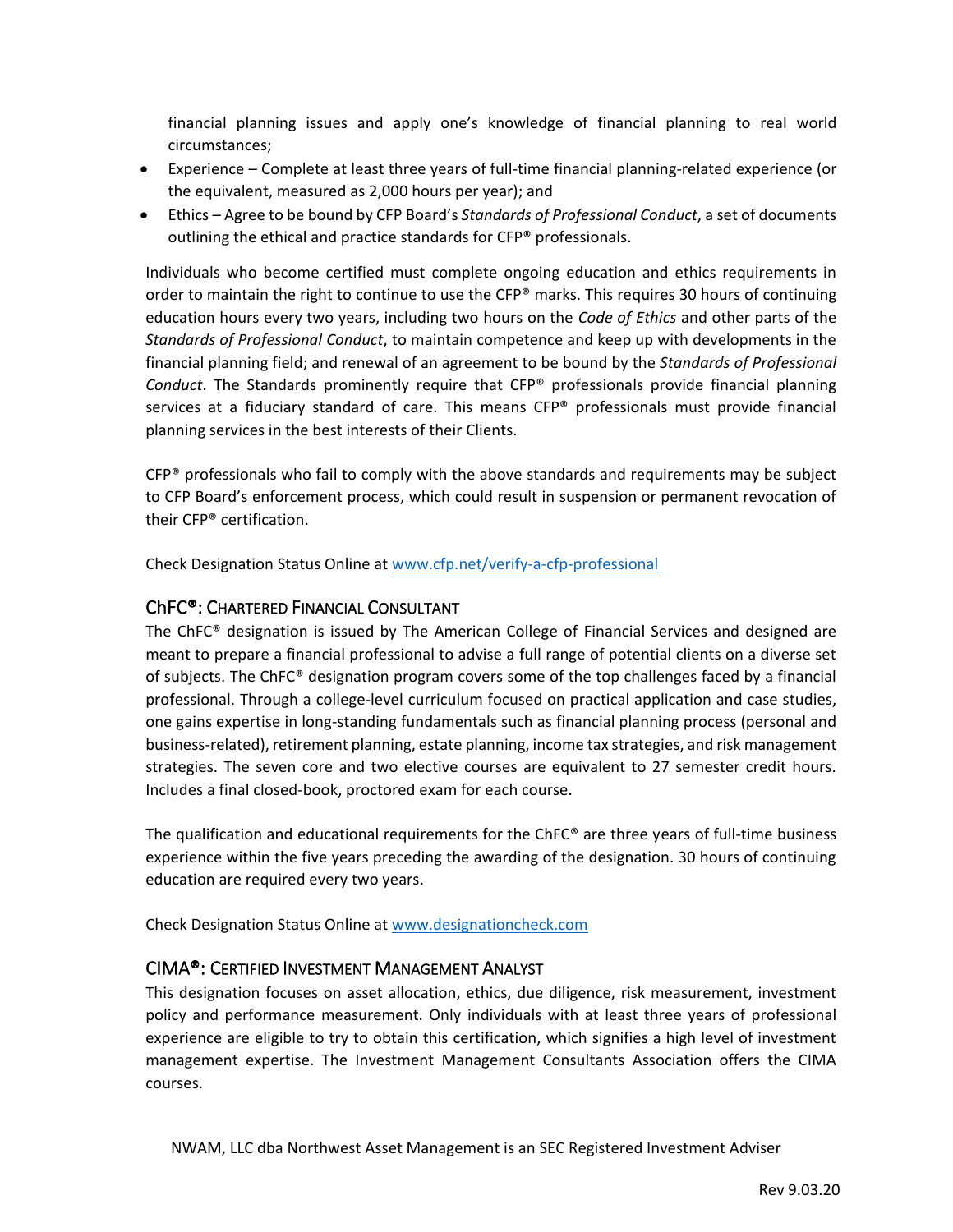financial planning issues and apply one's knowledge of financial planning to real world circumstances;

- Experience – Complete at least three years of full-time financial planning-related experience (or the equivalent, measured as 2,000 hours per year); and
- Ethics – Agree to be bound by CFP Board's *Standards of Professional Conduct*, a set of documents outlining the ethical and practice standards for CFP® professionals.

Individuals who become certified must complete ongoing education and ethics requirements in order to maintain the right to continue to use the CFP® marks. This requires 30 hours of continuing education hours every two years, including two hours on the *Code of Ethics* and other parts of the *Standards of Professional Conduct*, to maintain competence and keep up with developments in the financial planning field; and renewal of an agreement to be bound by the *Standards of Professional Conduct*. The Standards prominently require that CFP® professionals provide financial planning services at a fiduciary standard of care. This means CFP® professionals must provide financial planning services in the best interests of their Clients.

CFP® professionals who fail to comply with the above standards and requirements may be subject to CFP Board's enforcement process, which could result in suspension or permanent revocation of their CFP® certification.

Check Designation Status Online at [www.cfp.net/verify-a-cfp-professional](www.cfp.net/verify-a-cfp-professional)

### ChFC®: Chartered Financial Consultant

The ChFC® designation is issued by The American College of Financial Services and designed are meant to prepare a financial professional to advise a full range of potential clients on a diverse set of subjects. The ChFC® designation program covers some of the top challenges faced by a financial professional. Through a college-level curriculum focused on practical application and case studies, one gains expertise in long-standing fundamentals such as financial planning process (personal and business-related), retirement planning, estate planning, income tax strategies, and risk management strategies. The seven core and two elective courses are equivalent to 27 semester credit hours. Includes a final closed-book, proctored exam for each course.

The qualification and educational requirements for the ChFC® are three years of full-time business experience within the five years preceding the awarding of the designation. 30 hours of continuing education are required every two years.

Check Designation Status Online at [www.designationcheck.com](www.designationcheck.com)

### CIMA®: Certified Investment Management Analyst

This designation focuses on asset allocation, ethics, due diligence, risk measurement, investment policy and performance measurement. Only individuals with at least three years of professional experience are eligible to try to obtain this certification, which signifies a high level of investment management expertise. The Investment Management Consultants Association offers the CIMA courses.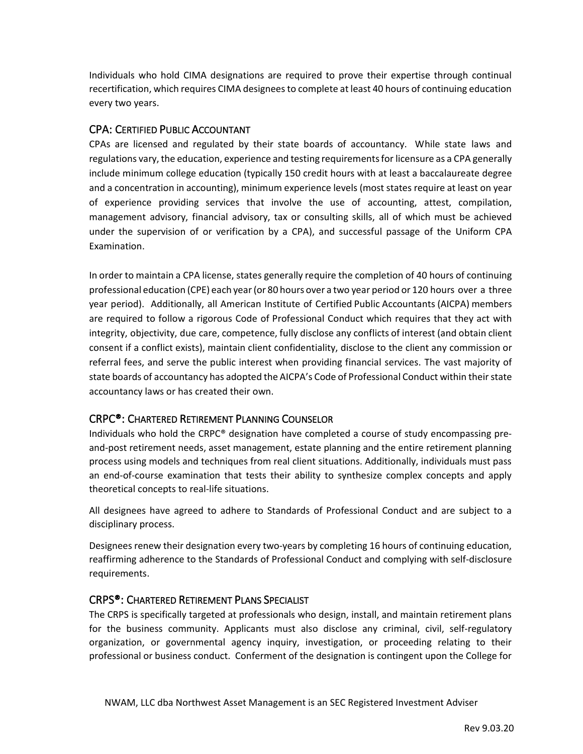Individuals who hold CIMA designations are required to prove their expertise through continual recertification, which requires CIMA designees to complete at least 40 hours of continuing education every two years.

## CPA: Certified Public Accountant

CPAs are licensed and regulated by their state boards of accountancy. While state laws and regulations vary, the education, experience and testing requirements for licensure as a CPA generally include minimum college education (typically 150 credit hours with at least a baccalaureate degree and a concentration in accounting), minimum experience levels (most states require at least on year of experience providing services that involve the use of accounting, attest, compilation, management advisory, financial advisory, tax or consulting skills, all of which must be achieved under the supervision of or verification by a CPA), and successful passage of the Uniform CPA Examination.

In order to maintain a CPA license, states generally require the completion of 40 hours of continuing professional education (CPE) each year (or 80 hours over a two year period or 120 hours over a three year period). Additionally, all American Institute of Certified Public Accountants (AICPA) members are required to follow a rigorous Code of Professional Conduct which requires that they act with integrity, objectivity, due care, competence, fully disclose any conflicts of interest (and obtain client consent if a conflict exists), maintain client confidentiality, disclose to the client any commission or referral fees, and serve the public interest when providing financial services. The vast majority of state boards of accountancy has adopted the AICPA's Code of Professional Conduct within their state accountancy laws or has created their own.

## CRPC®: Chartered Retirement Planning Counselor

Individuals who hold the CRPC® designation have completed a course of study encompassing pre-and-post retirement needs, asset management, estate planning and the entire retirement planning process using models and techniques from real client situations. Additionally, individuals must pass an end-of-course examination that tests their ability to synthesize complex concepts and apply theoretical concepts to real-life situations.

All designees have agreed to adhere to Standards of Professional Conduct and are subject to a disciplinary process.

Designees renew their designation every two-years by completing 16 hours of continuing education, reaffirming adherence to the Standards of Professional Conduct and complying with self-disclosure requirements.

## CRPS®: Chartered Retirement Plans Specialist

The CRPS is specifically targeted at professionals who design, install, and maintain retirement plans for the business community. Applicants must also disclose any criminal, civil, self-regulatory organization, or governmental agency inquiry, investigation, or proceeding relating to their professional or business conduct. Conferment of the designation is contingent upon the College for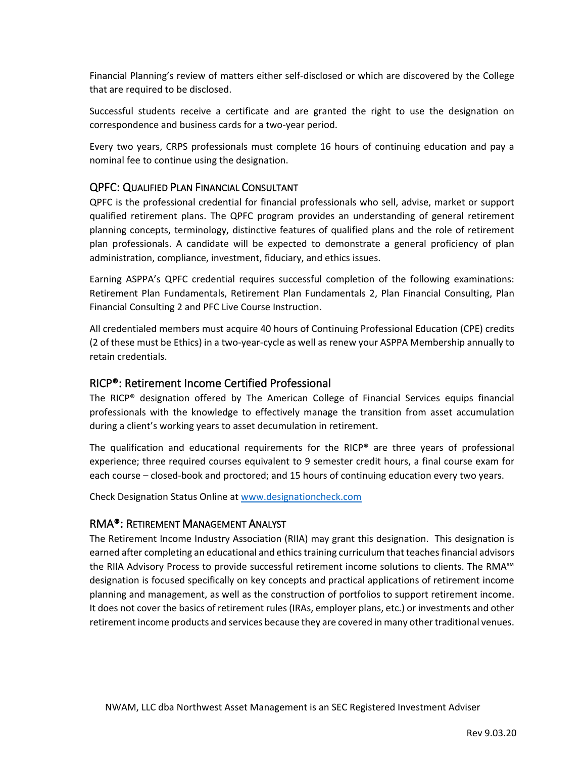Financial Planning's review of matters either self-disclosed or which are discovered by the College that are required to be disclosed.

Successful students receive a certificate and are granted the right to use the designation on correspondence and business cards for a two-year period.

Every two years, CRPS professionals must complete 16 hours of continuing education and pay a nominal fee to continue using the designation.

## QPFC: Qualified Plan Financial Consultant

QPFC is the professional credential for financial professionals who sell, advise, market or support qualified retirement plans. The QPFC program provides an understanding of general retirement planning concepts, terminology, distinctive features of qualified plans and the role of retirement plan professionals. A candidate will be expected to demonstrate a general proficiency of plan administration, compliance, investment, fiduciary, and ethics issues.

Earning ASPPA's QPFC credential requires successful completion of the following examinations: Retirement Plan Fundamentals, Retirement Plan Fundamentals 2, Plan Financial Consulting, Plan Financial Consulting 2 and PFC Live Course Instruction.

All credentialed members must acquire 40 hours of Continuing Professional Education (CPE) credits (2 of these must be Ethics) in a two-year-cycle as well as renew your ASPPA Membership annually to retain credentials.

## RICP®: Retirement Income Certified Professional

The RICP® designation offered by The American College of Financial Services equips financial professionals with the knowledge to effectively manage the transition from asset accumulation during a client's working years to asset decumulation in retirement.

The qualification and educational requirements for the RICP® are three years of professional experience; three required courses equivalent to 9 semester credit hours, a final course exam for each course – closed-book and proctored; and 15 hours of continuing education every two years.

Check Designation Status Online at [www.designationcheck.com](www.designationcheck.com)

## RMA®: Retirement Management Analyst

The Retirement Income Industry Association (RIIA) may grant this designation. This designation is earned after completing an educational and ethics training curriculum that teaches financial advisors the RIIA Advisory Process to provide successful retirement income solutions to clients. The RMA℠ designation is focused specifically on key concepts and practical applications of retirement income planning and management, as well as the construction of portfolios to support retirement income. It does not cover the basics of retirement rules (IRAs, employer plans, etc.) or investments and other retirement income products and services because they are covered in many other traditional venues.

NWAM, LLC dba Northwest Asset Management is an SEC Registered Investment Adviser

Rev 9.03.20